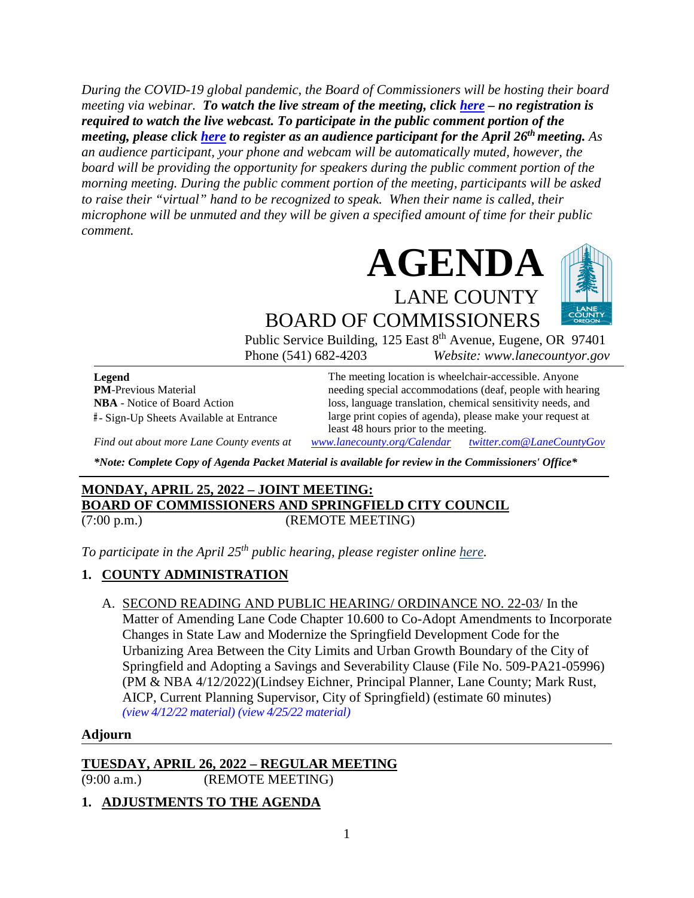*During the COVID-19 global pandemic, the Board of Commissioners will be hosting their board meeting via webinar.* ***To watch the live stream of the meeting, click here – no registration is required to watch the live webcast. To participate in the public comment portion of the meeting, please click here to register as an audience participant for the April 26th meeting.*** *As an audience participant, your phone and webcam will be automatically muted, however, the board will be providing the opportunity for speakers during the public comment portion of the morning meeting. During the public comment portion of the meeting, participants will be asked to raise their "virtual" hand to be recognized to speak. When their name is called, their microphone will be unmuted and they will be given a specified amount of time for their public comment.*

# AGENDA

## LANE COUNTY BOARD OF COMMISSIONERS

Public Service Building, 125 East 8th Avenue, Eugene, OR 97401
Phone (541) 682-4203 *Website: www.lanecountyor.gov*

**Legend**
**PM**-Previous Material
**NBA** - Notice of Board Action
♯- Sign-Up Sheets Available at Entrance

The meeting location is wheelchair-accessible. Anyone needing special accommodations (deaf, people with hearing loss, language translation, chemical sensitivity needs, and large print copies of agenda), please make your request at least 48 hours prior to the meeting.

*Find out about more Lane County events at www.lanecounty.org/Calendar twitter.com@LaneCountyGov*

***Note: Complete Copy of Agenda Packet Material is available for review in the Commissioners' Office***

---

**MONDAY, APRIL 25, 2022 – JOINT MEETING:**
**BOARD OF COMMISSIONERS AND SPRINGFIELD CITY COUNCIL**
(7:00 p.m.) (REMOTE MEETING)

*To participate in the April 25th public hearing, please register online here.*

**1. COUNTY ADMINISTRATION**

A. SECOND READING AND PUBLIC HEARING/ ORDINANCE NO. 22-03/ In the Matter of Amending Lane Code Chapter 10.600 to Co-Adopt Amendments to Incorporate Changes in State Law and Modernize the Springfield Development Code for the Urbanizing Area Between the City Limits and Urban Growth Boundary of the City of Springfield and Adopting a Savings and Severability Clause (File No. 509-PA21-05996) (PM & NBA 4/12/2022)(Lindsey Eichner, Principal Planner, Lane County; Mark Rust, AICP, Current Planning Supervisor, City of Springfield) (estimate 60 minutes) *(view 4/12/22 material) (view 4/25/22 material)*

**Adjourn**

---

**TUESDAY, APRIL 26, 2022 – REGULAR MEETING**
(9:00 a.m.) (REMOTE MEETING)

**1. ADJUSTMENTS TO THE AGENDA**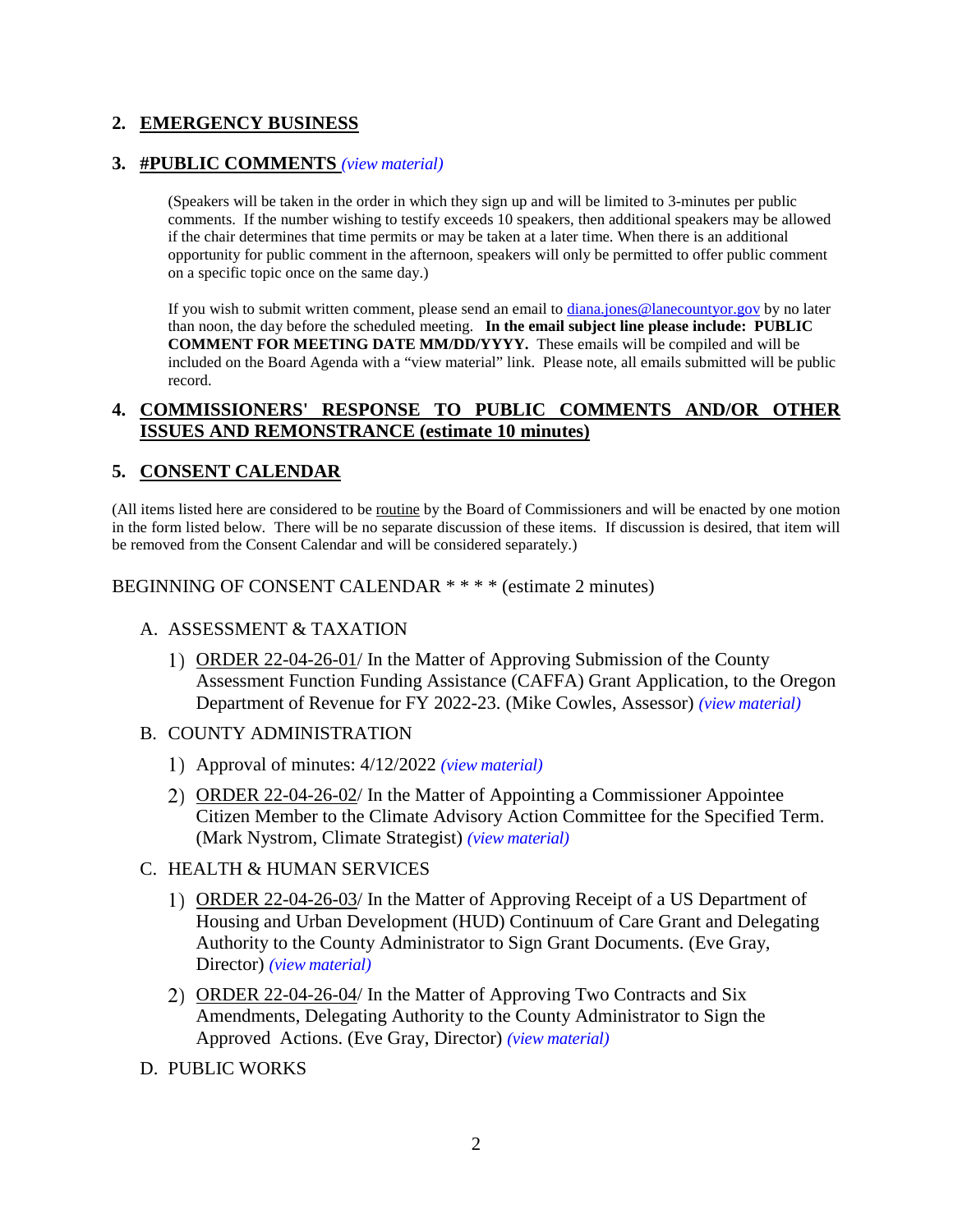## 2. EMERGENCY BUSINESS

## 3. #PUBLIC COMMENTS *(view material)*

(Speakers will be taken in the order in which they sign up and will be limited to 3-minutes per public comments. If the number wishing to testify exceeds 10 speakers, then additional speakers may be allowed if the chair determines that time permits or may be taken at a later time. When there is an additional opportunity for public comment in the afternoon, speakers will only be permitted to offer public comment on a specific topic once on the same day.)

If you wish to submit written comment, please send an email to diana.jones@lanecountyor.gov by no later than noon, the day before the scheduled meeting. **In the email subject line please include: PUBLIC COMMENT FOR MEETING DATE MM/DD/YYYY.** These emails will be compiled and will be included on the Board Agenda with a "view material" link. Please note, all emails submitted will be public record.

## 4. COMMISSIONERS' RESPONSE TO PUBLIC COMMENTS AND/OR OTHER ISSUES AND REMONSTRANCE (estimate 10 minutes)

## 5. CONSENT CALENDAR

(All items listed here are considered to be routine by the Board of Commissioners and will be enacted by one motion in the form listed below. There will be no separate discussion of these items. If discussion is desired, that item will be removed from the Consent Calendar and will be considered separately.)

BEGINNING OF CONSENT CALENDAR * * * * (estimate 2 minutes)

A. ASSESSMENT & TAXATION

1) ORDER 22-04-26-01/ In the Matter of Approving Submission of the County Assessment Function Funding Assistance (CAFFA) Grant Application, to the Oregon Department of Revenue for FY 2022-23. (Mike Cowles, Assessor) *(view material)*

B. COUNTY ADMINISTRATION

1) Approval of minutes: 4/12/2022 *(view material)*

2) ORDER 22-04-26-02/ In the Matter of Appointing a Commissioner Appointee Citizen Member to the Climate Advisory Action Committee for the Specified Term. (Mark Nystrom, Climate Strategist) *(view material)*

C. HEALTH & HUMAN SERVICES

1) ORDER 22-04-26-03/ In the Matter of Approving Receipt of a US Department of Housing and Urban Development (HUD) Continuum of Care Grant and Delegating Authority to the County Administrator to Sign Grant Documents. (Eve Gray, Director) *(view material)*

2) ORDER 22-04-26-04/ In the Matter of Approving Two Contracts and Six Amendments, Delegating Authority to the County Administrator to Sign the Approved Actions. (Eve Gray, Director) *(view material)*

D. PUBLIC WORKS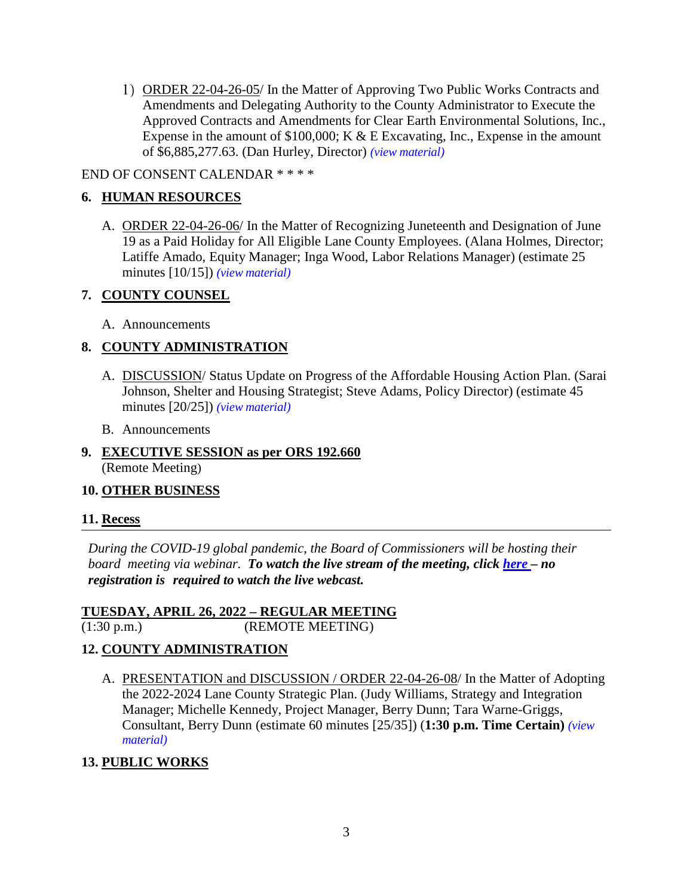1) ORDER 22-04-26-05/ In the Matter of Approving Two Public Works Contracts and Amendments and Delegating Authority to the County Administrator to Execute the Approved Contracts and Amendments for Clear Earth Environmental Solutions, Inc., Expense in the amount of $100,000; K & E Excavating, Inc., Expense in the amount of $6,885,277.63. (Dan Hurley, Director) *(view material)*

END OF CONSENT CALENDAR * * * *

## 6. HUMAN RESOURCES

A. ORDER 22-04-26-06/ In the Matter of Recognizing Juneteenth and Designation of June 19 as a Paid Holiday for All Eligible Lane County Employees. (Alana Holmes, Director; Latiffe Amado, Equity Manager; Inga Wood, Labor Relations Manager) (estimate 25 minutes [10/15]) *(view material)*

## 7. COUNTY COUNSEL

A. Announcements

## 8. COUNTY ADMINISTRATION

A. DISCUSSION/ Status Update on Progress of the Affordable Housing Action Plan. (Sarai Johnson, Shelter and Housing Strategist; Steve Adams, Policy Director) (estimate 45 minutes [20/25]) *(view material)*

B. Announcements

## 9. EXECUTIVE SESSION as per ORS 192.660
(Remote Meeting)

## 10. OTHER BUSINESS

## 11. Recess

---

*During the COVID-19 global pandemic, the Board of Commissioners will be hosting their board meeting via webinar.* ***To watch the live stream of the meeting, click here – no registration is required to watch the live webcast.***

**TUESDAY, APRIL 26, 2022 – REGULAR MEETING**
(1:30 p.m.) (REMOTE MEETING)

## 12. COUNTY ADMINISTRATION

A. PRESENTATION and DISCUSSION / ORDER 22-04-26-08/ In the Matter of Adopting the 2022-2024 Lane County Strategic Plan. (Judy Williams, Strategy and Integration Manager; Michelle Kennedy, Project Manager, Berry Dunn; Tara Warne-Griggs, Consultant, Berry Dunn (estimate 60 minutes [25/35]) (**1:30 p.m. Time Certain)** *(view material)*

## 13. PUBLIC WORKS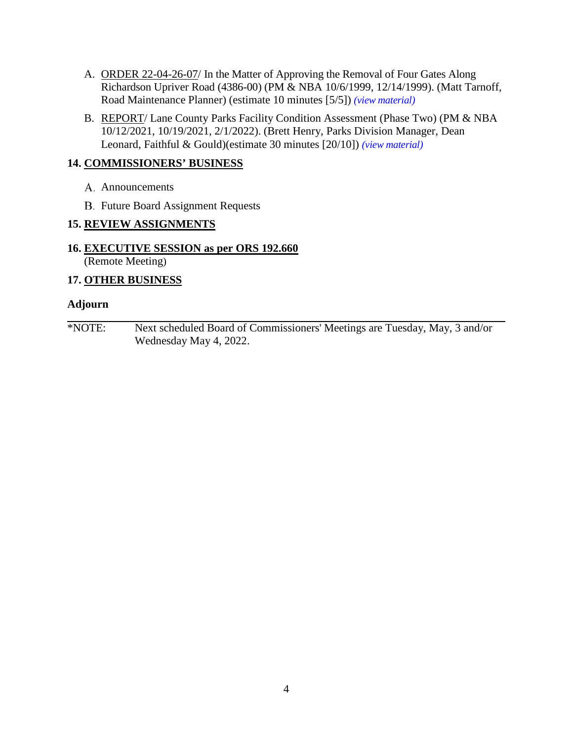A. ORDER 22-04-26-07/ In the Matter of Approving the Removal of Four Gates Along Richardson Upriver Road (4386-00) (PM & NBA 10/6/1999, 12/14/1999). (Matt Tarnoff, Road Maintenance Planner) (estimate 10 minutes [5/5]) *(view material)*

B. REPORT/ Lane County Parks Facility Condition Assessment (Phase Two) (PM & NBA 10/12/2021, 10/19/2021, 2/1/2022). (Brett Henry, Parks Division Manager, Dean Leonard, Faithful & Gould)(estimate 30 minutes [20/10]) *(view material)*

## 14. COMMISSIONERS' BUSINESS

A. Announcements

B. Future Board Assignment Requests

## 15. REVIEW ASSIGNMENTS

## 16. EXECUTIVE SESSION as per ORS 192.660

(Remote Meeting)

## 17. OTHER BUSINESS

**Adjourn**

---

*NOTE: Next scheduled Board of Commissioners' Meetings are Tuesday, May, 3 and/or Wednesday May 4, 2022.